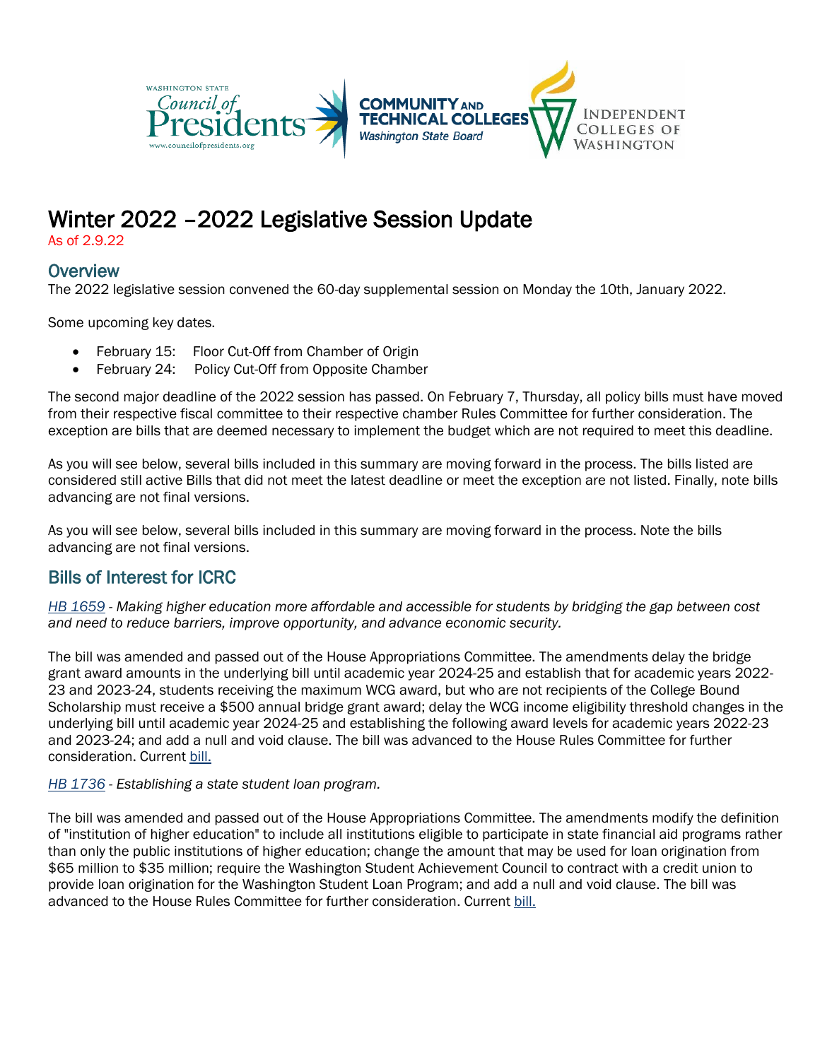# Winter 2022 –2022 Legislative Session Update

As of 2.9.22

## Overview

The 2022 legislative session convened the 60-day supplemental session on Monday the 10th, January 2022.

Some upcoming key dates.

- February 15: Floor Cut-Off from Chamber of Origin
- February 24: Policy Cut-Off from Opposite Chamber

The second major deadline of the 2022 session has passed. On February 7, Thursday, all policy bills must have moved from their respective fiscal committee to their respective chamber Rules Committee for further consideration. The exception are bills that are deemed necessary to implement the budget which are not required to meet this deadline.

As you will see below, several bills included in this summary are moving forward in the process. The bills listed are considered still active Bills that did not meet the latest deadline or meet the exception are not listed. Finally, note bills advancing are not final versions.

As you will see below, several bills included in this summary are moving forward in the process. Note the bills advancing are not final versions.

## Bills of Interest for ICRC

*HB 1659 - Making higher education more affordable and accessible for students by bridging the gap between cost and need to reduce barriers, improve opportunity, and advance economic security.*

The bill was amended and passed out of the House Appropriations Committee. The amendments delay the bridge grant award amounts in the underlying bill until academic year 2024-25 and establish that for academic years 2022-23 and 2023-24, students receiving the maximum WCG award, but who are not recipients of the College Bound Scholarship must receive a $500 annual bridge grant award; delay the WCG income eligibility threshold changes in the underlying bill until academic year 2024-25 and establishing the following award levels for academic years 2022-23 and 2023-24; and add a null and void clause. The bill was advanced to the House Rules Committee for further consideration. Current bill.

*HB 1736 - Establishing a state student loan program.*

The bill was amended and passed out of the House Appropriations Committee. The amendments modify the definition of "institution of higher education" to include all institutions eligible to participate in state financial aid programs rather than only the public institutions of higher education; change the amount that may be used for loan origination from $65 million to $35 million; require the Washington Student Achievement Council to contract with a credit union to provide loan origination for the Washington Student Loan Program; and add a null and void clause. The bill was advanced to the House Rules Committee for further consideration. Current bill.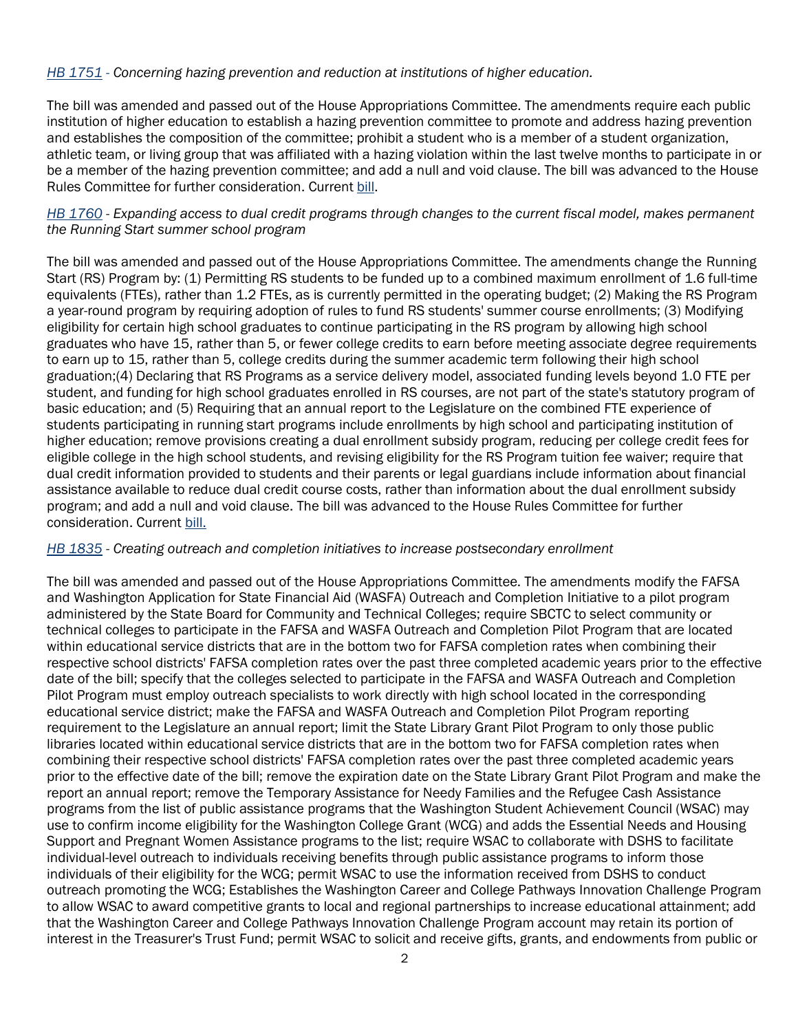[HB 1751](#) - *Concerning hazing prevention and reduction at institutions of higher education.*

The bill was amended and passed out of the House Appropriations Committee. The amendments require each public institution of higher education to establish a hazing prevention committee to promote and address hazing prevention and establishes the composition of the committee; prohibit a student who is a member of a student organization, athletic team, or living group that was affiliated with a hazing violation within the last twelve months to participate in or be a member of the hazing prevention committee; and add a null and void clause. The bill was advanced to the House Rules Committee for further consideration. Current [bill](#).

[HB 1760](#) - *Expanding access to dual credit programs through changes to the current fiscal model, makes permanent the Running Start summer school program*

The bill was amended and passed out of the House Appropriations Committee. The amendments change the Running Start (RS) Program by: (1) Permitting RS students to be funded up to a combined maximum enrollment of 1.6 full-time equivalents (FTEs), rather than 1.2 FTEs, as is currently permitted in the operating budget; (2) Making the RS Program a year-round program by requiring adoption of rules to fund RS students' summer course enrollments; (3) Modifying eligibility for certain high school graduates to continue participating in the RS program by allowing high school graduates who have 15, rather than 5, or fewer college credits to earn before meeting associate degree requirements to earn up to 15, rather than 5, college credits during the summer academic term following their high school graduation;(4) Declaring that RS Programs as a service delivery model, associated funding levels beyond 1.0 FTE per student, and funding for high school graduates enrolled in RS courses, are not part of the state's statutory program of basic education; and (5) Requiring that an annual report to the Legislature on the combined FTE experience of students participating in running start programs include enrollments by high school and participating institution of higher education; remove provisions creating a dual enrollment subsidy program, reducing per college credit fees for eligible college in the high school students, and revising eligibility for the RS Program tuition fee waiver; require that dual credit information provided to students and their parents or legal guardians include information about financial assistance available to reduce dual credit course costs, rather than information about the dual enrollment subsidy program; and add a null and void clause. The bill was advanced to the House Rules Committee for further consideration. Current [bill.](#)

[HB 1835](#) - *Creating outreach and completion initiatives to increase postsecondary enrollment*

The bill was amended and passed out of the House Appropriations Committee. The amendments modify the FAFSA and Washington Application for State Financial Aid (WASFA) Outreach and Completion Initiative to a pilot program administered by the State Board for Community and Technical Colleges; require SBCTC to select community or technical colleges to participate in the FAFSA and WASFA Outreach and Completion Pilot Program that are located within educational service districts that are in the bottom two for FAFSA completion rates when combining their respective school districts' FAFSA completion rates over the past three completed academic years prior to the effective date of the bill; specify that the colleges selected to participate in the FAFSA and WASFA Outreach and Completion Pilot Program must employ outreach specialists to work directly with high school located in the corresponding educational service district; make the FAFSA and WASFA Outreach and Completion Pilot Program reporting requirement to the Legislature an annual report; limit the State Library Grant Pilot Program to only those public libraries located within educational service districts that are in the bottom two for FAFSA completion rates when combining their respective school districts' FAFSA completion rates over the past three completed academic years prior to the effective date of the bill; remove the expiration date on the State Library Grant Pilot Program and make the report an annual report; remove the Temporary Assistance for Needy Families and the Refugee Cash Assistance programs from the list of public assistance programs that the Washington Student Achievement Council (WSAC) may use to confirm income eligibility for the Washington College Grant (WCG) and adds the Essential Needs and Housing Support and Pregnant Women Assistance programs to the list; require WSAC to collaborate with DSHS to facilitate individual-level outreach to individuals receiving benefits through public assistance programs to inform those individuals of their eligibility for the WCG; permit WSAC to use the information received from DSHS to conduct outreach promoting the WCG; Establishes the Washington Career and College Pathways Innovation Challenge Program to allow WSAC to award competitive grants to local and regional partnerships to increase educational attainment; add that the Washington Career and College Pathways Innovation Challenge Program account may retain its portion of interest in the Treasurer's Trust Fund; permit WSAC to solicit and receive gifts, grants, and endowments from public or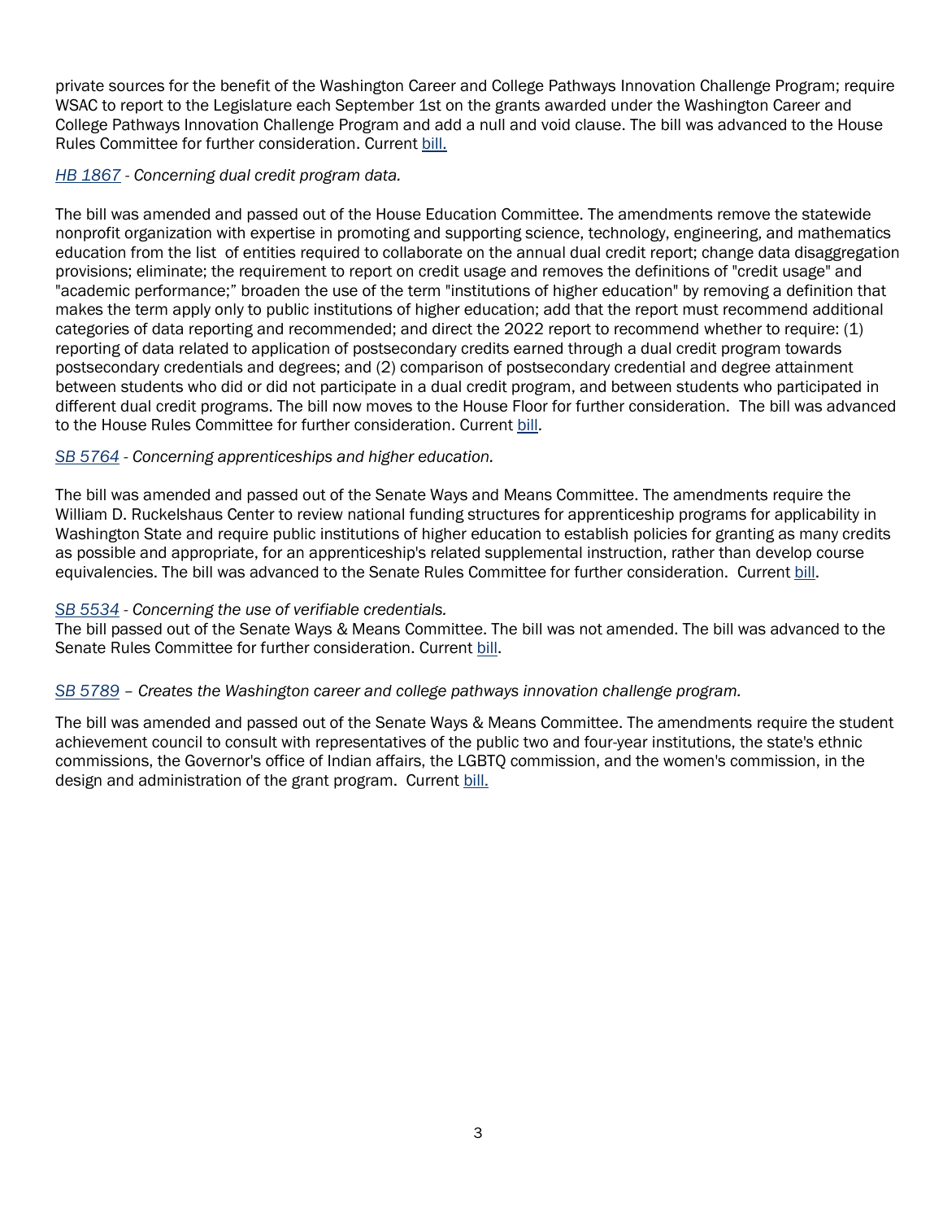private sources for the benefit of the Washington Career and College Pathways Innovation Challenge Program; require WSAC to report to the Legislature each September 1st on the grants awarded under the Washington Career and College Pathways Innovation Challenge Program and add a null and void clause. The bill was advanced to the House Rules Committee for further consideration. Current [bill.]

*[HB 1867] - Concerning dual credit program data.*

The bill was amended and passed out of the House Education Committee. The amendments remove the statewide nonprofit organization with expertise in promoting and supporting science, technology, engineering, and mathematics education from the list of entities required to collaborate on the annual dual credit report; change data disaggregation provisions; eliminate; the requirement to report on credit usage and removes the definitions of "credit usage" and "academic performance;" broaden the use of the term "institutions of higher education" by removing a definition that makes the term apply only to public institutions of higher education; add that the report must recommend additional categories of data reporting and recommended; and direct the 2022 report to recommend whether to require: (1) reporting of data related to application of postsecondary credits earned through a dual credit program towards postsecondary credentials and degrees; and (2) comparison of postsecondary credential and degree attainment between students who did or did not participate in a dual credit program, and between students who participated in different dual credit programs. The bill now moves to the House Floor for further consideration. The bill was advanced to the House Rules Committee for further consideration. Current [bill].

*[SB 5764] - Concerning apprenticeships and higher education.*

The bill was amended and passed out of the Senate Ways and Means Committee. The amendments require the William D. Ruckelshaus Center to review national funding structures for apprenticeship programs for applicability in Washington State and require public institutions of higher education to establish policies for granting as many credits as possible and appropriate, for an apprenticeship's related supplemental instruction, rather than develop course equivalencies. The bill was advanced to the Senate Rules Committee for further consideration. Current [bill].

*[SB 5534] - Concerning the use of verifiable credentials.*
The bill passed out of the Senate Ways & Means Committee. The bill was not amended. The bill was advanced to the Senate Rules Committee for further consideration. Current [bill].

*[SB 5789] – Creates the Washington career and college pathways innovation challenge program.*

The bill was amended and passed out of the Senate Ways & Means Committee. The amendments require the student achievement council to consult with representatives of the public two and four-year institutions, the state's ethnic commissions, the Governor's office of Indian affairs, the LGBTQ commission, and the women's commission, in the design and administration of the grant program. Current [bill.]